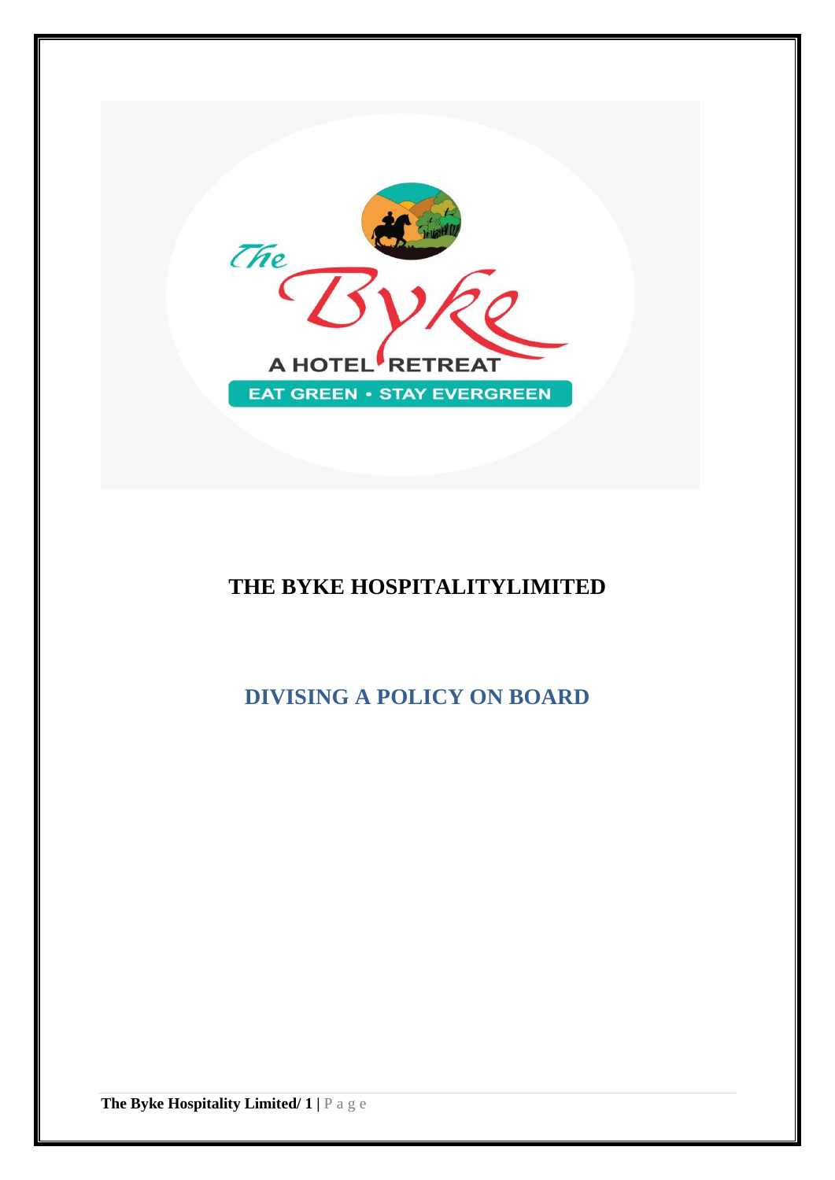# THE BYKE HOSPITALITYLIMITED

## DIVISING A POLICY ON BOARD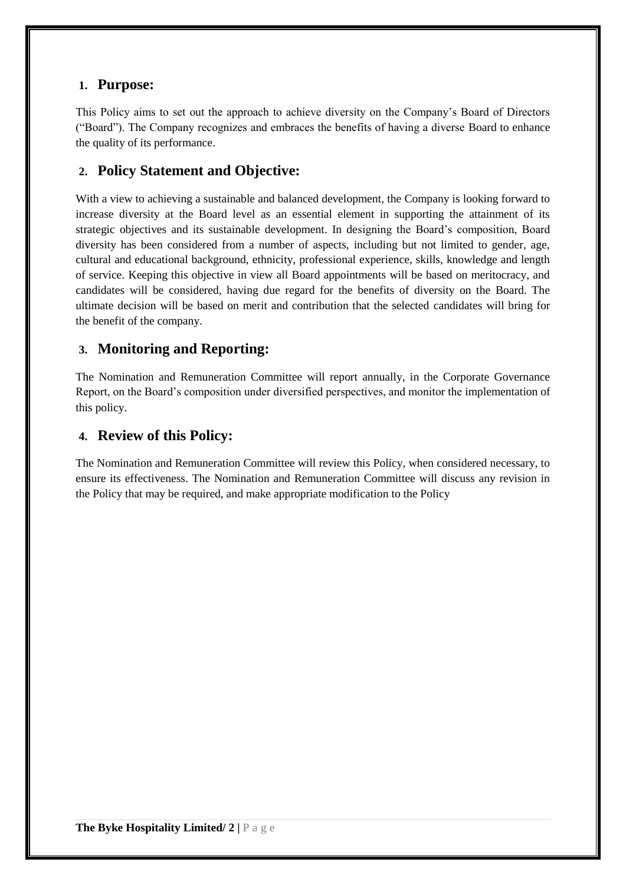## 1. Purpose:

This Policy aims to set out the approach to achieve diversity on the Company's Board of Directors ("Board"). The Company recognizes and embraces the benefits of having a diverse Board to enhance the quality of its performance.

## 2. Policy Statement and Objective:

With a view to achieving a sustainable and balanced development, the Company is looking forward to increase diversity at the Board level as an essential element in supporting the attainment of its strategic objectives and its sustainable development. In designing the Board's composition, Board diversity has been considered from a number of aspects, including but not limited to gender, age, cultural and educational background, ethnicity, professional experience, skills, knowledge and length of service. Keeping this objective in view all Board appointments will be based on meritocracy, and candidates will be considered, having due regard for the benefits of diversity on the Board. The ultimate decision will be based on merit and contribution that the selected candidates will bring for the benefit of the company.

## 3. Monitoring and Reporting:

The Nomination and Remuneration Committee will report annually, in the Corporate Governance Report, on the Board's composition under diversified perspectives, and monitor the implementation of this policy.

## 4. Review of this Policy:

The Nomination and Remuneration Committee will review this Policy, when considered necessary, to ensure its effectiveness. The Nomination and Remuneration Committee will discuss any revision in the Policy that may be required, and make appropriate modification to the Policy